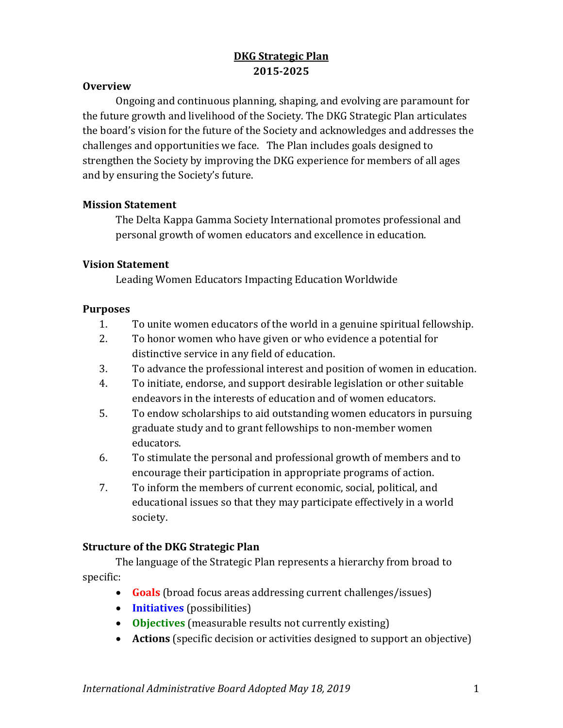# DKG Strategic Plan
## 2015-2025

### Overview

Ongoing and continuous planning, shaping, and evolving are paramount for the future growth and livelihood of the Society. The DKG Strategic Plan articulates the board's vision for the future of the Society and acknowledges and addresses the challenges and opportunities we face. The Plan includes goals designed to strengthen the Society by improving the DKG experience for members of all ages and by ensuring the Society's future.

### Mission Statement

The Delta Kappa Gamma Society International promotes professional and personal growth of women educators and excellence in education.

### Vision Statement

Leading Women Educators Impacting Education Worldwide

### Purposes

1. To unite women educators of the world in a genuine spiritual fellowship.
2. To honor women who have given or who evidence a potential for distinctive service in any field of education.
3. To advance the professional interest and position of women in education.
4. To initiate, endorse, and support desirable legislation or other suitable endeavors in the interests of education and of women educators.
5. To endow scholarships to aid outstanding women educators in pursuing graduate study and to grant fellowships to non-member women educators.
6. To stimulate the personal and professional growth of members and to encourage their participation in appropriate programs of action.
7. To inform the members of current economic, social, political, and educational issues so that they may participate effectively in a world society.

### Structure of the DKG Strategic Plan

The language of the Strategic Plan represents a hierarchy from broad to specific:

- **Goals** (broad focus areas addressing current challenges/issues)
- **Initiatives** (possibilities)
- **Objectives** (measurable results not currently existing)
- **Actions** (specific decision or activities designed to support an objective)

*International Administrative Board Adopted May 18, 2019*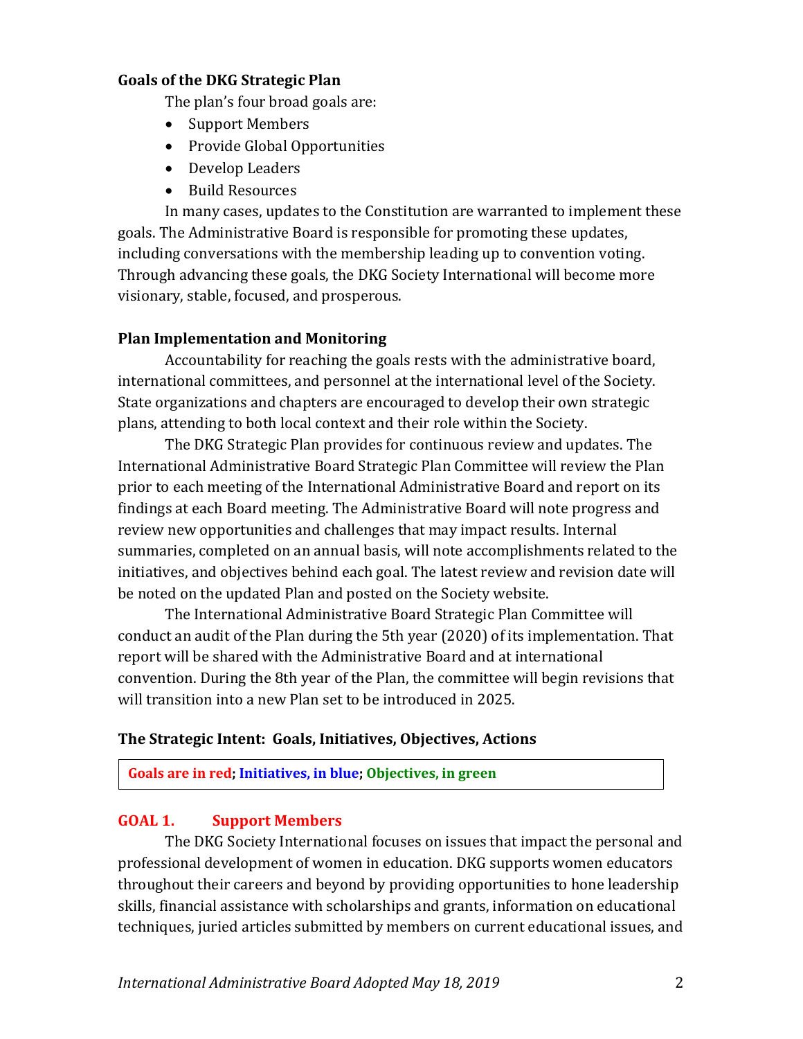**Goals of the DKG Strategic Plan**

The plan's four broad goals are:

- Support Members
- Provide Global Opportunities
- Develop Leaders
- Build Resources

In many cases, updates to the Constitution are warranted to implement these goals. The Administrative Board is responsible for promoting these updates, including conversations with the membership leading up to convention voting. Through advancing these goals, the DKG Society International will become more visionary, stable, focused, and prosperous.

**Plan Implementation and Monitoring**

Accountability for reaching the goals rests with the administrative board, international committees, and personnel at the international level of the Society. State organizations and chapters are encouraged to develop their own strategic plans, attending to both local context and their role within the Society.

The DKG Strategic Plan provides for continuous review and updates. The International Administrative Board Strategic Plan Committee will review the Plan prior to each meeting of the International Administrative Board and report on its findings at each Board meeting. The Administrative Board will note progress and review new opportunities and challenges that may impact results. Internal summaries, completed on an annual basis, will note accomplishments related to the initiatives, and objectives behind each goal. The latest review and revision date will be noted on the updated Plan and posted on the Society website.

The International Administrative Board Strategic Plan Committee will conduct an audit of the Plan during the 5th year (2020) of its implementation. That report will be shared with the Administrative Board and at international convention. During the 8th year of the Plan, the committee will begin revisions that will transition into a new Plan set to be introduced in 2025.

**The Strategic Intent: Goals, Initiatives, Objectives, Actions**

**Goals are in red; Initiatives, in blue; Objectives, in green**

**GOAL 1. Support Members**

The DKG Society International focuses on issues that impact the personal and professional development of women in education. DKG supports women educators throughout their careers and beyond by providing opportunities to hone leadership skills, financial assistance with scholarships and grants, information on educational techniques, juried articles submitted by members on current educational issues, and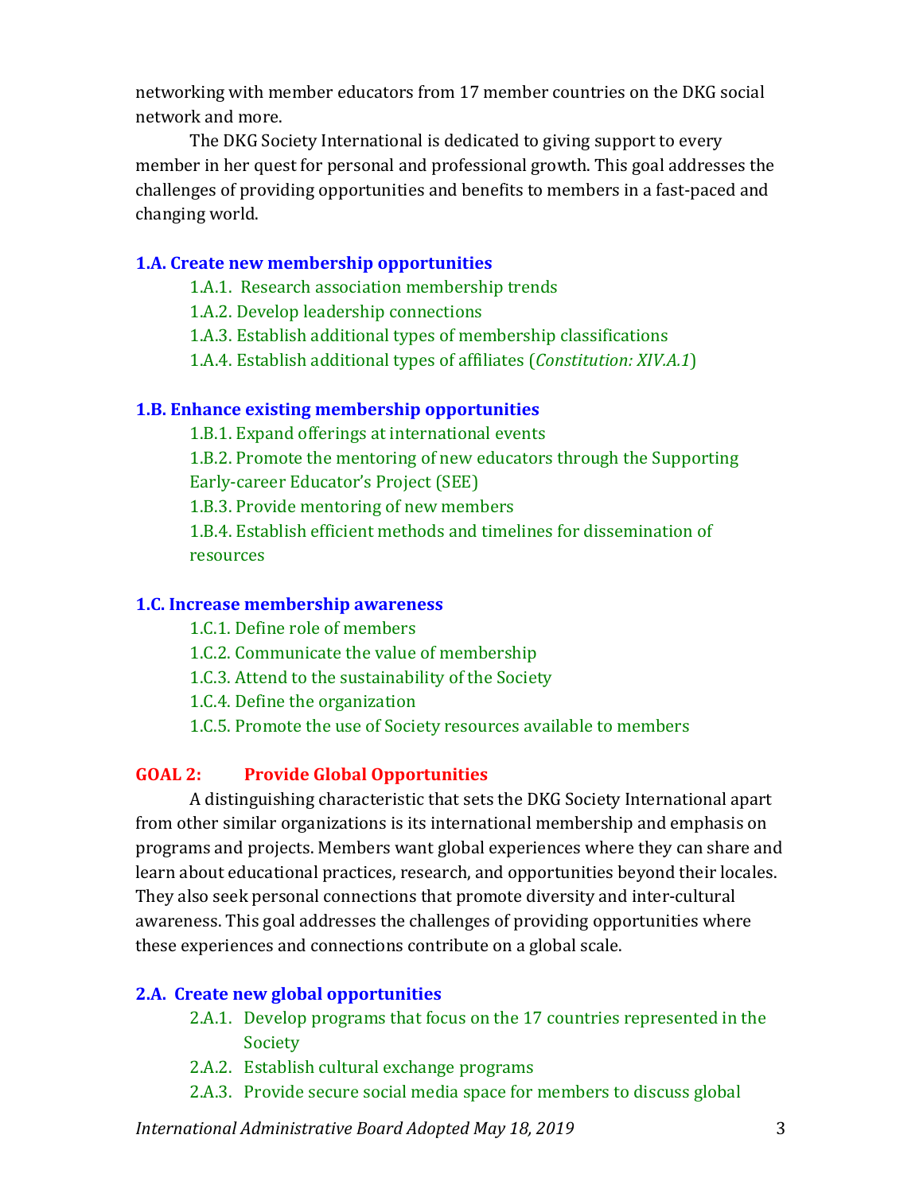networking with member educators from 17 member countries on the DKG social network and more.

The DKG Society International is dedicated to giving support to every member in her quest for personal and professional growth. This goal addresses the challenges of providing opportunities and benefits to members in a fast-paced and changing world.

### 1.A. Create new membership opportunities

- 1.A.1. Research association membership trends
- 1.A.2. Develop leadership connections
- 1.A.3. Establish additional types of membership classifications
- 1.A.4. Establish additional types of affiliates (*Constitution: XIV.A.1*)

### 1.B. Enhance existing membership opportunities

- 1.B.1. Expand offerings at international events
- 1.B.2. Promote the mentoring of new educators through the Supporting Early-career Educator's Project (SEE)
- 1.B.3. Provide mentoring of new members
- 1.B.4. Establish efficient methods and timelines for dissemination of resources

### 1.C. Increase membership awareness

- 1.C.1. Define role of members
- 1.C.2. Communicate the value of membership
- 1.C.3. Attend to the sustainability of the Society
- 1.C.4. Define the organization
- 1.C.5. Promote the use of Society resources available to members

## GOAL 2: Provide Global Opportunities

A distinguishing characteristic that sets the DKG Society International apart from other similar organizations is its international membership and emphasis on programs and projects. Members want global experiences where they can share and learn about educational practices, research, and opportunities beyond their locales. They also seek personal connections that promote diversity and inter-cultural awareness. This goal addresses the challenges of providing opportunities where these experiences and connections contribute on a global scale.

### 2.A. Create new global opportunities

- 2.A.1. Develop programs that focus on the 17 countries represented in the Society
- 2.A.2. Establish cultural exchange programs
- 2.A.3. Provide secure social media space for members to discuss global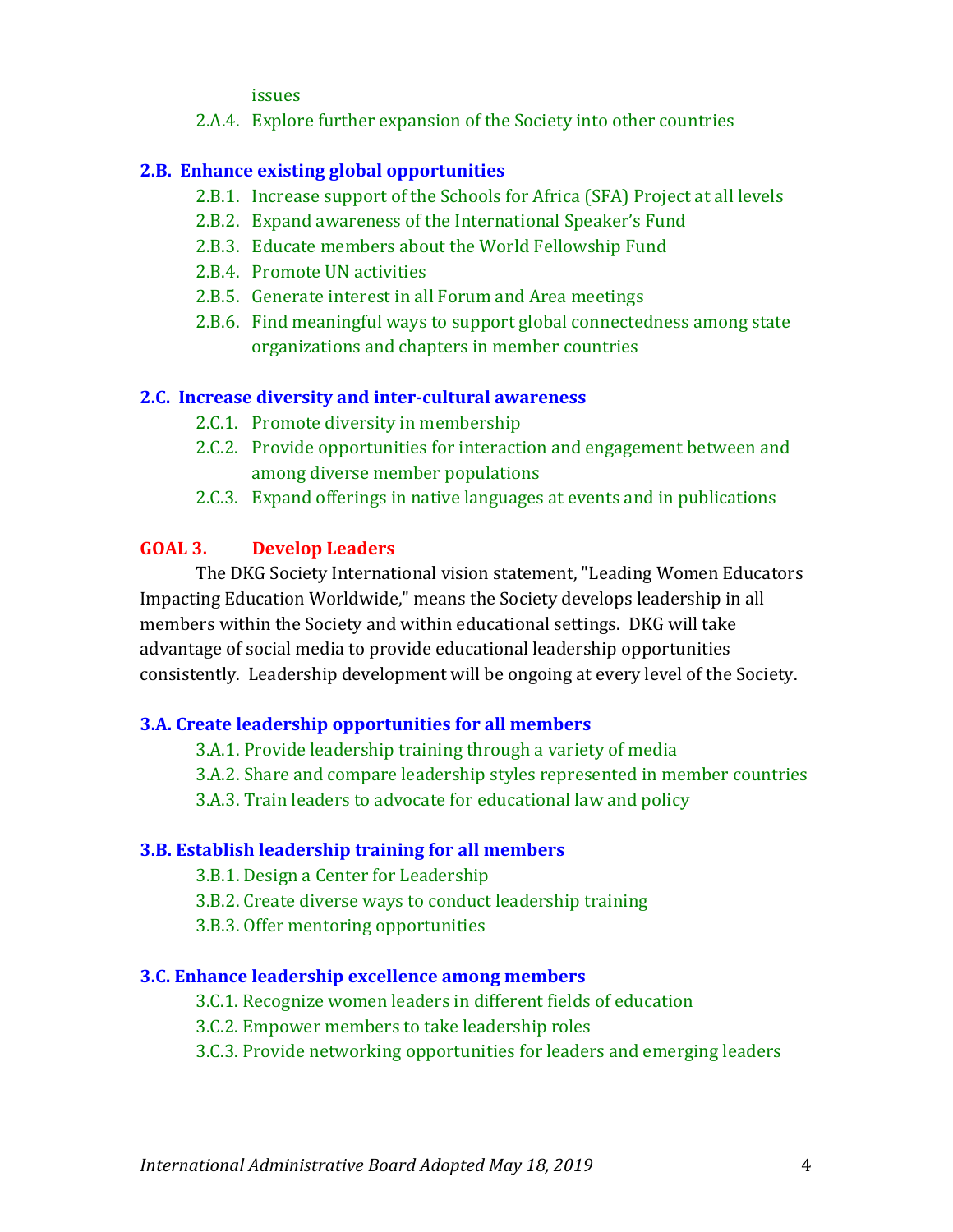issues

2.A.4. Explore further expansion of the Society into other countries

### 2.B. Enhance existing global opportunities

- 2.B.1. Increase support of the Schools for Africa (SFA) Project at all levels
- 2.B.2. Expand awareness of the International Speaker's Fund
- 2.B.3. Educate members about the World Fellowship Fund
- 2.B.4. Promote UN activities
- 2.B.5. Generate interest in all Forum and Area meetings
- 2.B.6. Find meaningful ways to support global connectedness among state organizations and chapters in member countries

### 2.C. Increase diversity and inter-cultural awareness

- 2.C.1. Promote diversity in membership
- 2.C.2. Provide opportunities for interaction and engagement between and among diverse member populations
- 2.C.3. Expand offerings in native languages at events and in publications

## GOAL 3. Develop Leaders

The DKG Society International vision statement, "Leading Women Educators Impacting Education Worldwide," means the Society develops leadership in all members within the Society and within educational settings. DKG will take advantage of social media to provide educational leadership opportunities consistently. Leadership development will be ongoing at every level of the Society.

### 3.A. Create leadership opportunities for all members

- 3.A.1. Provide leadership training through a variety of media
- 3.A.2. Share and compare leadership styles represented in member countries
- 3.A.3. Train leaders to advocate for educational law and policy

### 3.B. Establish leadership training for all members

- 3.B.1. Design a Center for Leadership
- 3.B.2. Create diverse ways to conduct leadership training
- 3.B.3. Offer mentoring opportunities

### 3.C. Enhance leadership excellence among members

- 3.C.1. Recognize women leaders in different fields of education
- 3.C.2. Empower members to take leadership roles
- 3.C.3. Provide networking opportunities for leaders and emerging leaders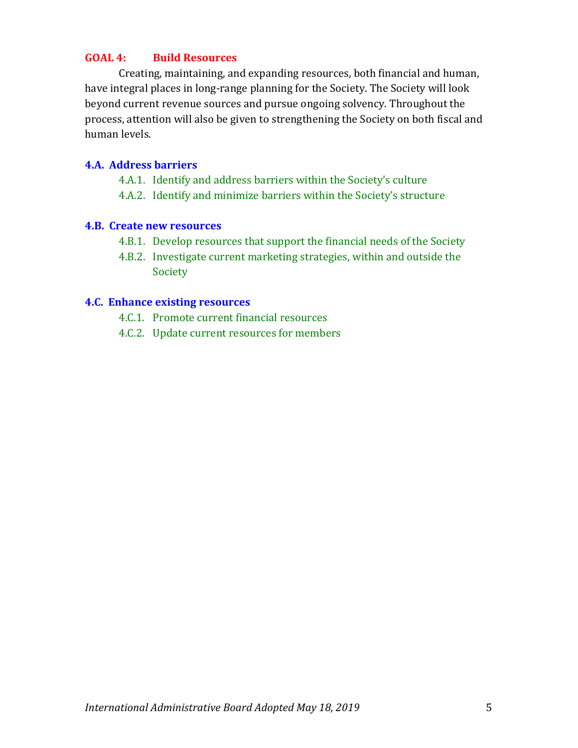## GOAL 4: Build Resources

Creating, maintaining, and expanding resources, both financial and human, have integral places in long-range planning for the Society. The Society will look beyond current revenue sources and pursue ongoing solvency. Throughout the process, attention will also be given to strengthening the Society on both fiscal and human levels.

### 4.A. Address barriers

- 4.A.1. Identify and address barriers within the Society's culture
- 4.A.2. Identify and minimize barriers within the Society's structure

### 4.B. Create new resources

- 4.B.1. Develop resources that support the financial needs of the Society
- 4.B.2. Investigate current marketing strategies, within and outside the Society

### 4.C. Enhance existing resources

- 4.C.1. Promote current financial resources
- 4.C.2. Update current resources for members

*International Administrative Board Adopted May 18, 2019*